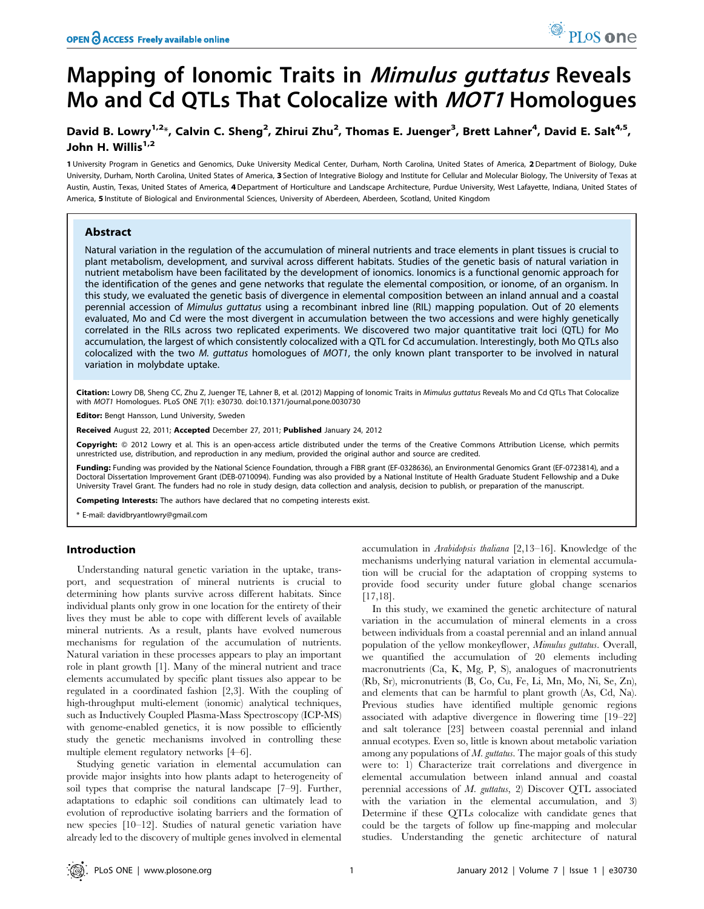# Mapping of Ionomic Traits in *Mimulus guttatus* Reveals Mo and Cd QTLs That Colocalize with *MOT1* Homologues

**David B. Lowry[1,2]*, Calvin C. Sheng[2], Zhirui Zhu[2], Thomas E. Juenger[3], Brett Lahner[4], David E. Salt[4,5], John H. Willis[1,2]**

1 University Program in Genetics and Genomics, Duke University Medical Center, Durham, North Carolina, United States of America, 2 Department of Biology, Duke University, Durham, North Carolina, United States of America, 3 Section of Integrative Biology and Institute for Cellular and Molecular Biology, The University of Texas at Austin, Austin, Texas, United States of America, 4 Department of Horticulture and Landscape Architecture, Purdue University, West Lafayette, Indiana, United States of America, 5 Institute of Biological and Environmental Sciences, University of Aberdeen, Aberdeen, Scotland, United Kingdom

## Abstract

Natural variation in the regulation of the accumulation of mineral nutrients and trace elements in plant tissues is crucial to plant metabolism, development, and survival across different habitats. Studies of the genetic basis of natural variation in nutrient metabolism have been facilitated by the development of ionomics. Ionomics is a functional genomic approach for the identification of the genes and gene networks that regulate the elemental composition, or ionome, of an organism. In this study, we evaluated the genetic basis of divergence in elemental composition between an inland annual and a coastal perennial accession of *Mimulus guttatus* using a recombinant inbred line (RIL) mapping population. Out of 20 elements evaluated, Mo and Cd were the most divergent in accumulation between the two accessions and were highly genetically correlated in the RILs across two replicated experiments. We discovered two major quantitative trait loci (QTL) for Mo accumulation, the largest of which consistently colocalized with a QTL for Cd accumulation. Interestingly, both Mo QTLs also colocalized with the two *M. guttatus* homologues of *MOT1*, the only known plant transporter to be involved in natural variation in molybdate uptake.

**Citation:** Lowry DB, Sheng CC, Zhu Z, Juenger TE, Lahner B, et al. (2012) Mapping of Ionomic Traits in *Mimulus guttatus* Reveals Mo and Cd QTLs That Colocalize with *MOT1* Homologues. PLoS ONE 7(1): e30730. doi:10.1371/journal.pone.0030730

**Editor:** Bengt Hansson, Lund University, Sweden

**Received** August 22, 2011; **Accepted** December 27, 2011; **Published** January 24, 2012

**Copyright:** © 2012 Lowry et al. This is an open-access article distributed under the terms of the Creative Commons Attribution License, which permits unrestricted use, distribution, and reproduction in any medium, provided the original author and source are credited.

**Funding:** Funding was provided by the National Science Foundation, through a FIBR grant (EF-0328636), an Environmental Genomics Grant (EF-0723814), and a Doctoral Dissertation Improvement Grant (DEB-0710094). Funding was also provided by a National Institute of Health Graduate Student Fellowship and a Duke University Travel Grant. The funders had no role in study design, data collection and analysis, decision to publish, or preparation of the manuscript.

**Competing Interests:** The authors have declared that no competing interests exist.

* E-mail: davidbryantlowry@gmail.com

## Introduction

Understanding natural genetic variation in the uptake, transport, and sequestration of mineral nutrients is crucial to determining how plants survive across different habitats. Since individual plants only grow in one location for the entirety of their lives they must be able to cope with different levels of available mineral nutrients. As a result, plants have evolved numerous mechanisms for regulation of the accumulation of nutrients. Natural variation in these processes appears to play an important role in plant growth [1]. Many of the mineral nutrient and trace elements accumulated by specific plant tissues also appear to be regulated in a coordinated fashion [2,3]. With the coupling of high-throughput multi-element (ionomic) analytical techniques, such as Inductively Coupled Plasma-Mass Spectroscopy (ICP-MS) with genome-enabled genetics, it is now possible to efficiently study the genetic mechanisms involved in controlling these multiple element regulatory networks [4–6].

Studying genetic variation in elemental accumulation can provide major insights into how plants adapt to heterogeneity of soil types that comprise the natural landscape [7–9]. Further, adaptations to edaphic soil conditions can ultimately lead to evolution of reproductive isolating barriers and the formation of new species [10–12]. Studies of natural genetic variation have already led to the discovery of multiple genes involved in elemental accumulation in *Arabidopsis thaliana* [2,13–16]. Knowledge of the mechanisms underlying natural variation in elemental accumulation will be crucial for the adaptation of cropping systems to provide food security under future global change scenarios [17,18].

In this study, we examined the genetic architecture of natural variation in the accumulation of mineral elements in a cross between individuals from a coastal perennial and an inland annual population of the yellow monkeyflower, *Mimulus guttatus*. Overall, we quantified the accumulation of 20 elements including macronutrients (Ca, K, Mg, P, S), analogues of macronutrients (Rb, Sr), micronutrients (B, Co, Cu, Fe, Li, Mn, Mo, Ni, Se, Zn), and elements that can be harmful to plant growth (As, Cd, Na). Previous studies have identified multiple genomic regions associated with adaptive divergence in flowering time [19–22] and salt tolerance [23] between coastal perennial and inland annual ecotypes. Even so, little is known about metabolic variation among any populations of *M. guttatus*. The major goals of this study were to: 1) Characterize trait correlations and divergence in elemental accumulation between inland annual and coastal perennial accessions of *M. guttatus*, 2) Discover QTL associated with the variation in the elemental accumulation, and 3) Determine if these QTLs colocalize with candidate genes that could be the targets of follow up fine-mapping and molecular studies. Understanding the genetic architecture of natural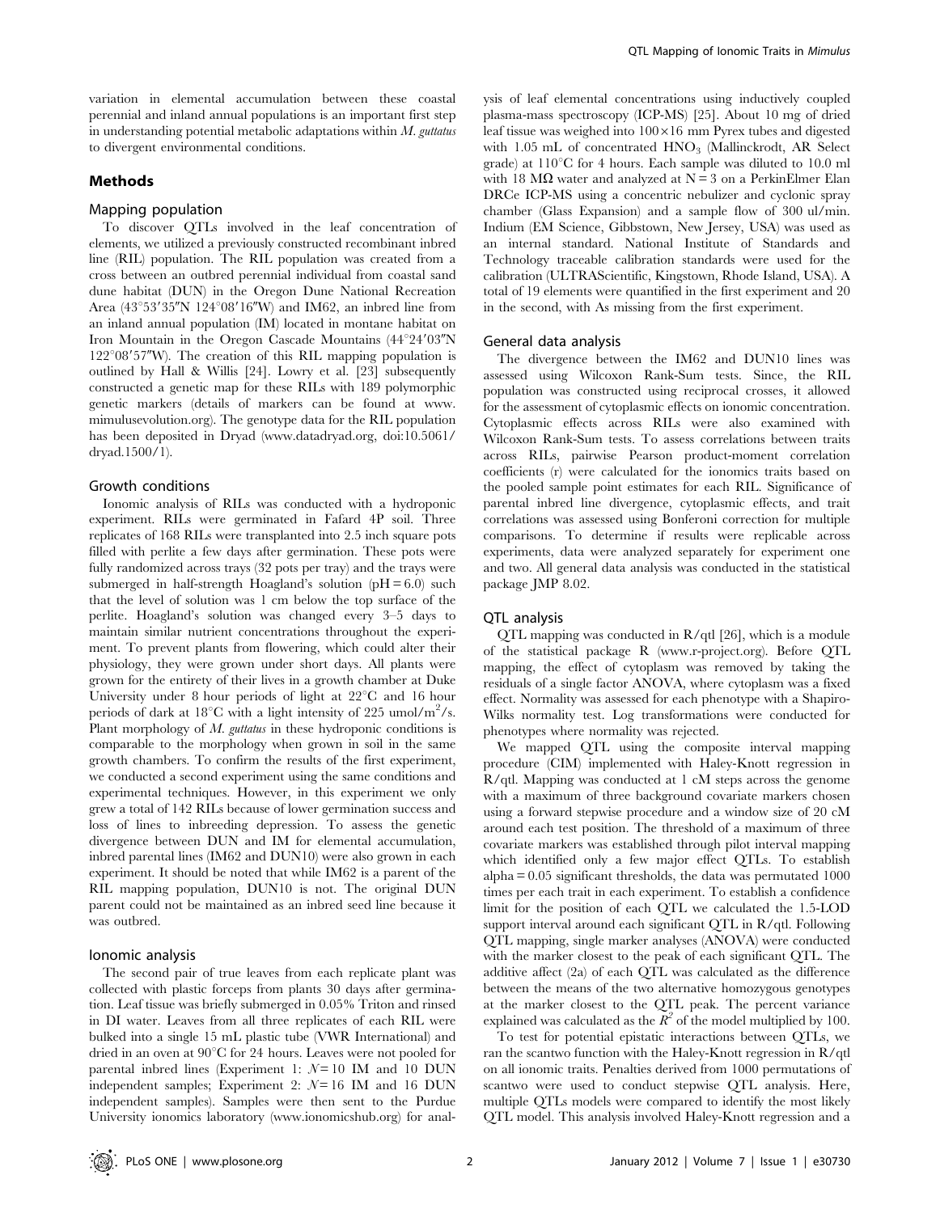variation in elemental accumulation between these coastal perennial and inland annual populations is an important first step in understanding potential metabolic adaptations within *M. guttatus* to divergent environmental conditions.

## Methods

### Mapping population

To discover QTLs involved in the leaf concentration of elements, we utilized a previously constructed recombinant inbred line (RIL) population. The RIL population was created from a cross between an outbred perennial individual from coastal sand dune habitat (DUN) in the Oregon Dune National Recreation Area (43°53′35″N 124°08′16″W) and IM62, an inbred line from an inland annual population (IM) located in montane habitat on Iron Mountain in the Oregon Cascade Mountains (44°24′03″N 122°08′57″W). The creation of this RIL mapping population is outlined by Hall & Willis [24]. Lowry et al. [23] subsequently constructed a genetic map for these RILs with 189 polymorphic genetic markers (details of markers can be found at www.mimulusevolution.org). The genotype data for the RIL population has been deposited in Dryad (www.datadryad.org, doi:10.5061/dryad.1500/1).

### Growth conditions

Ionomic analysis of RILs was conducted with a hydroponic experiment. RILs were germinated in Fafard 4P soil. Three replicates of 168 RILs were transplanted into 2.5 inch square pots filled with perlite a few days after germination. These pots were fully randomized across trays (32 pots per tray) and the trays were submerged in half-strength Hoagland's solution (pH = 6.0) such that the level of solution was 1 cm below the top surface of the perlite. Hoagland's solution was changed every 3–5 days to maintain similar nutrient concentrations throughout the experiment. To prevent plants from flowering, which could alter their physiology, they were grown under short days. All plants were grown for the entirety of their lives in a growth chamber at Duke University under 8 hour periods of light at 22°C and 16 hour periods of dark at 18°C with a light intensity of 225 umol/m$^2$/s. Plant morphology of *M. guttatus* in these hydroponic conditions is comparable to the morphology when grown in soil in the same growth chambers. To confirm the results of the first experiment, we conducted a second experiment using the same conditions and experimental techniques. However, in this experiment we only grew a total of 142 RILs because of lower germination success and loss of lines to inbreeding depression. To assess the genetic divergence between DUN and IM for elemental accumulation, inbred parental lines (IM62 and DUN10) were also grown in each experiment. It should be noted that while IM62 is a parent of the RIL mapping population, DUN10 is not. The original DUN parent could not be maintained as an inbred seed line because it was outbred.

### Ionomic analysis

The second pair of true leaves from each replicate plant was collected with plastic forceps from plants 30 days after germination. Leaf tissue was briefly submerged in 0.05% Triton and rinsed in DI water. Leaves from all three replicates of each RIL were bulked into a single 15 mL plastic tube (VWR International) and dried in an oven at 90°C for 24 hours. Leaves were not pooled for parental inbred lines (Experiment 1: $N = 10$ IM and 10 DUN independent samples; Experiment 2: $N = 16$ IM and 16 DUN independent samples). Samples were then sent to the Purdue University ionomics laboratory (www.ionomicshub.org) for analysis of leaf elemental concentrations using inductively coupled plasma-mass spectroscopy (ICP-MS) [25]. About 10 mg of dried leaf tissue was weighed into 100×16 mm Pyrex tubes and digested with 1.05 mL of concentrated $HNO_3$ (Mallinckrodt, AR Select grade) at 110°C for 4 hours. Each sample was diluted to 10.0 ml with 18 MΩ water and analyzed at N = 3 on a PerkinElmer Elan DRCe ICP-MS using a concentric nebulizer and cyclonic spray chamber (Glass Expansion) and a sample flow of 300 ul/min. Indium (EM Science, Gibbstown, New Jersey, USA) was used as an internal standard. National Institute of Standards and Technology traceable calibration standards were used for the calibration (ULTRAScientific, Kingstown, Rhode Island, USA). A total of 19 elements were quantified in the first experiment and 20 in the second, with As missing from the first experiment.

### General data analysis

The divergence between the IM62 and DUN10 lines was assessed using Wilcoxon Rank-Sum tests. Since, the RIL population was constructed using reciprocal crosses, it allowed for the assessment of cytoplasmic effects on ionomic concentration. Cytoplasmic effects across RILs were also examined with Wilcoxon Rank-Sum tests. To assess correlations between traits across RILs, pairwise Pearson product-moment correlation coefficients (r) were calculated for the ionomics traits based on the pooled sample point estimates for each RIL. Significance of parental inbred line divergence, cytoplasmic effects, and trait correlations was assessed using Bonferoni correction for multiple comparisons. To determine if results were replicable across experiments, data were analyzed separately for experiment one and two. All general data analysis was conducted in the statistical package JMP 8.02.

### QTL analysis

QTL mapping was conducted in R/qtl [26], which is a module of the statistical package R (www.r-project.org). Before QTL mapping, the effect of cytoplasm was removed by taking the residuals of a single factor ANOVA, where cytoplasm was a fixed effect. Normality was assessed for each phenotype with a Shapiro-Wilks normality test. Log transformations were conducted for phenotypes where normality was rejected.

We mapped QTL using the composite interval mapping procedure (CIM) implemented with Haley-Knott regression in R/qtl. Mapping was conducted at 1 cM steps across the genome with a maximum of three background covariate markers chosen using a forward stepwise procedure and a window size of 20 cM around each test position. The threshold of a maximum of three covariate markers was established through pilot interval mapping which identified only a few major effect QTLs. To establish alpha = 0.05 significant thresholds, the data was permutated 1000 times per each trait in each experiment. To establish a confidence limit for the position of each QTL we calculated the 1.5-LOD support interval around each significant QTL in R/qtl. Following QTL mapping, single marker analyses (ANOVA) were conducted with the marker closest to the peak of each significant QTL. The additive affect (2a) of each QTL was calculated as the difference between the means of the two alternative homozygous genotypes at the marker closest to the QTL peak. The percent variance explained was calculated as the $R^2$ of the model multiplied by 100.

To test for potential epistatic interactions between QTLs, we ran the scantwo function with the Haley-Knott regression in R/qtl on all ionomic traits. Penalties derived from 1000 permutations of scantwo were used to conduct stepwise QTL analysis. Here, multiple QTLs models were compared to identify the most likely QTL model. This analysis involved Haley-Knott regression and a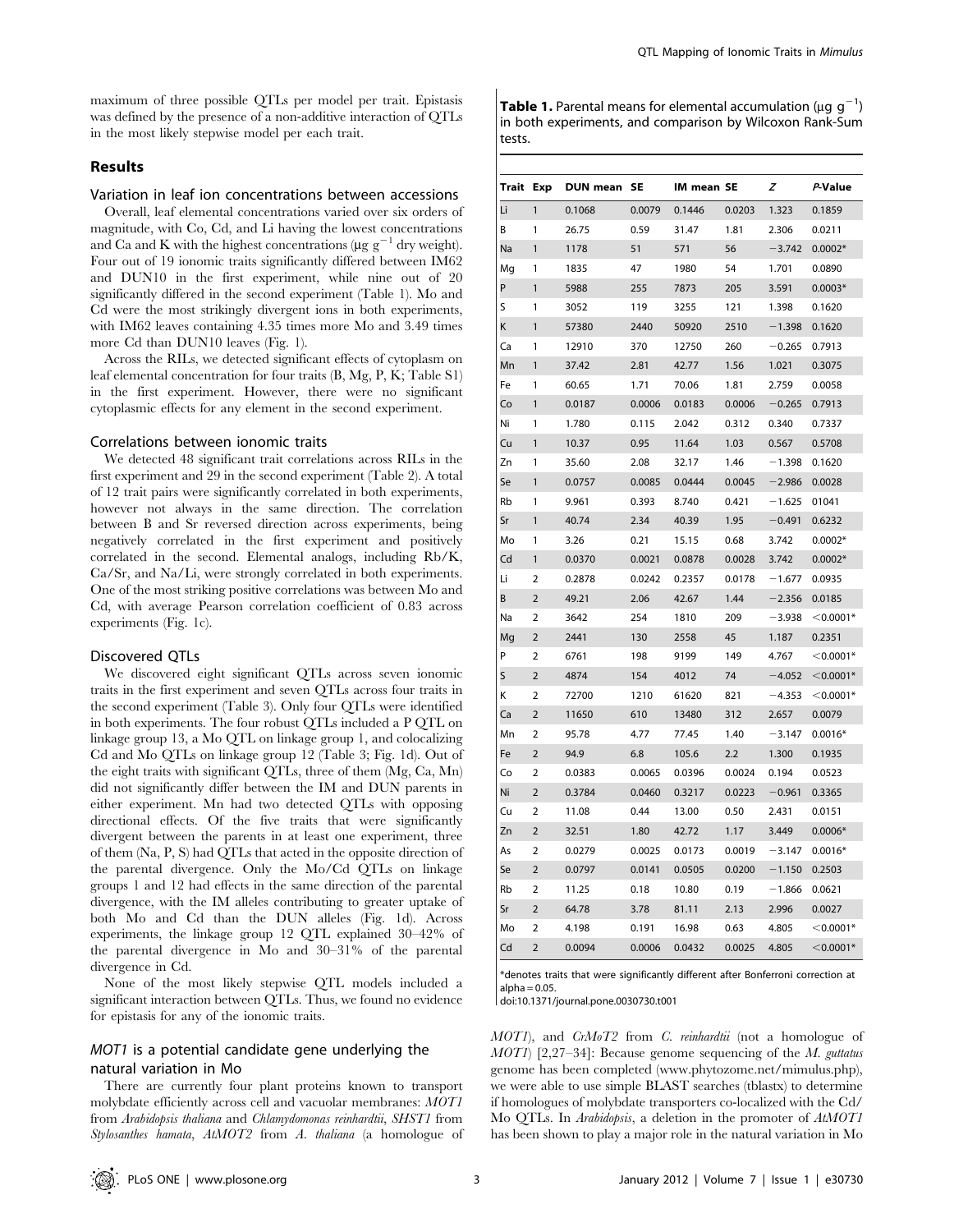maximum of three possible QTLs per model per trait. Epistasis was defined by the presence of a non-additive interaction of QTLs in the most likely stepwise model per each trait.

## Results

### Variation in leaf ion concentrations between accessions

Overall, leaf elemental concentrations varied over six orders of magnitude, with Co, Cd, and Li having the lowest concentrations and Ca and K with the highest concentrations (μg $g^{-1}$ dry weight). Four out of 19 ionomic traits significantly differed between IM62 and DUN10 in the first experiment, while nine out of 20 significantly differed in the second experiment (Table 1). Mo and Cd were the most strikingly divergent ions in both experiments, with IM62 leaves containing 4.35 times more Mo and 3.49 times more Cd than DUN10 leaves (Fig. 1).

Across the RILs, we detected significant effects of cytoplasm on leaf elemental concentration for four traits (B, Mg, P, K; Table S1) in the first experiment. However, there were no significant cytoplasmic effects for any element in the second experiment.

### Correlations between ionomic traits

We detected 48 significant trait correlations across RILs in the first experiment and 29 in the second experiment (Table 2). A total of 12 trait pairs were significantly correlated in both experiments, however not always in the same direction. The correlation between B and Sr reversed direction across experiments, being negatively correlated in the first experiment and positively correlated in the second. Elemental analogs, including Rb/K, Ca/Sr, and Na/Li, were strongly correlated in both experiments. One of the most striking positive correlations was between Mo and Cd, with average Pearson correlation coefficient of 0.83 across experiments (Fig. 1c).

### Discovered QTLs

We discovered eight significant QTLs across seven ionomic traits in the first experiment and seven QTLs across four traits in the second experiment (Table 3). Only four QTLs were identified in both experiments. The four robust QTLs included a P QTL on linkage group 13, a Mo QTL on linkage group 1, and colocalizing Cd and Mo QTLs on linkage group 12 (Table 3; Fig. 1d). Out of the eight traits with significant QTLs, three of them (Mg, Ca, Mn) did not significantly differ between the IM and DUN parents in either experiment. Mn had two detected QTLs with opposing directional effects. Of the five traits that were significantly divergent between the parents in at least one experiment, three of them (Na, P, S) had QTLs that acted in the opposite direction of the parental divergence. Only the Mo/Cd QTLs on linkage groups 1 and 12 had effects in the same direction of the parental divergence, with the IM alleles contributing to greater uptake of both Mo and Cd than the DUN alleles (Fig. 1d). Across experiments, the linkage group 12 QTL explained 30–42% of the parental divergence in Mo and 30–31% of the parental divergence in Cd.

None of the most likely stepwise QTL models included a significant interaction between QTLs. Thus, we found no evidence for epistasis for any of the ionomic traits.

### *MOT1* is a potential candidate gene underlying the natural variation in Mo

There are currently four plant proteins known to transport molybdate efficiently across cell and vacuolar membranes: *MOT1* from *Arabidopsis thaliana* and *Chlamydomonas reinhardtii*, *SHST1* from *Stylosanthes hamata*, *AtMOT2* from *A. thaliana* (a homologue of *MOT1*), and *CrMoT2* from *C. reinhardtii* (not a homologue of *MOT1*) [2,27–34]: Because genome sequencing of the *M. guttatus* genome has been completed (www.phytozome.net/mimulus.php), we were able to use simple BLAST searches (tblastx) to determine if homologues of molybdate transporters co-localized with the Cd/Mo QTLs. In *Arabidopsis*, a deletion in the promoter of *AtMOT1* has been shown to play a major role in the natural variation in Mo

**Table 1.** Parental means for elemental accumulation (μg $g^{-1}$) in both experiments, and comparison by Wilcoxon Rank-Sum tests.

| Trait | Exp | DUN mean | SE | IM mean | SE | Z | P-Value |
|---|---|---|---|---|---|---|---|
| Li | 1 | 0.1068 | 0.0079 | 0.1446 | 0.0203 | 1.323 | 0.1859 |
| B | 1 | 26.75 | 0.59 | 31.47 | 1.81 | 2.306 | 0.0211 |
| Na | 1 | 1178 | 51 | 571 | 56 | −3.742 | 0.0002* |
| Mg | 1 | 1835 | 47 | 1980 | 54 | 1.701 | 0.0890 |
| P | 1 | 5988 | 255 | 7873 | 205 | 3.591 | 0.0003* |
| S | 1 | 3052 | 119 | 3255 | 121 | 1.398 | 0.1620 |
| K | 1 | 57380 | 2440 | 50920 | 2510 | −1.398 | 0.1620 |
| Ca | 1 | 12910 | 370 | 12750 | 260 | −0.265 | 0.7913 |
| Mn | 1 | 37.42 | 2.81 | 42.77 | 1.56 | 1.021 | 0.3075 |
| Fe | 1 | 60.65 | 1.71 | 70.06 | 1.81 | 2.759 | 0.0058 |
| Co | 1 | 0.0187 | 0.0006 | 0.0183 | 0.0006 | −0.265 | 0.7913 |
| Ni | 1 | 1.780 | 0.115 | 2.042 | 0.312 | 0.340 | 0.7337 |
| Cu | 1 | 10.37 | 0.95 | 11.64 | 1.03 | 0.567 | 0.5708 |
| Zn | 1 | 35.60 | 2.08 | 32.17 | 1.46 | −1.398 | 0.1620 |
| Se | 1 | 0.0757 | 0.0085 | 0.0444 | 0.0045 | −2.986 | 0.0028 |
| Rb | 1 | 9.961 | 0.393 | 8.740 | 0.421 | −1.625 | 01041 |
| Sr | 1 | 40.74 | 2.34 | 40.39 | 1.95 | −0.491 | 0.6232 |
| Mo | 1 | 3.26 | 0.21 | 15.15 | 0.68 | 3.742 | 0.0002* |
| Cd | 1 | 0.0370 | 0.0021 | 0.0878 | 0.0028 | 3.742 | 0.0002* |
| Li | 2 | 0.2878 | 0.0242 | 0.2357 | 0.0178 | −1.677 | 0.0935 |
| B | 2 | 49.21 | 2.06 | 42.67 | 1.44 | −2.356 | 0.0185 |
| Na | 2 | 3642 | 254 | 1810 | 209 | −3.938 | <0.0001* |
| Mg | 2 | 2441 | 130 | 2558 | 45 | 1.187 | 0.2351 |
| P | 2 | 6761 | 198 | 9199 | 149 | 4.767 | <0.0001* |
| S | 2 | 4874 | 154 | 4012 | 74 | −4.052 | <0.0001* |
| K | 2 | 72700 | 1210 | 61620 | 821 | −4.353 | <0.0001* |
| Ca | 2 | 11650 | 610 | 13480 | 312 | 2.657 | 0.0079 |
| Mn | 2 | 95.78 | 4.77 | 77.45 | 1.40 | −3.147 | 0.0016* |
| Fe | 2 | 94.9 | 6.8 | 105.6 | 2.2 | 1.300 | 0.1935 |
| Co | 2 | 0.0383 | 0.0065 | 0.0396 | 0.0024 | 0.194 | 0.0523 |
| Ni | 2 | 0.3784 | 0.0460 | 0.3217 | 0.0223 | −0.961 | 0.3365 |
| Cu | 2 | 11.08 | 0.44 | 13.00 | 0.50 | 2.431 | 0.0151 |
| Zn | 2 | 32.51 | 1.80 | 42.72 | 1.17 | 3.449 | 0.0006* |
| As | 2 | 0.0279 | 0.0025 | 0.0173 | 0.0019 | −3.147 | 0.0016* |
| Se | 2 | 0.0797 | 0.0141 | 0.0505 | 0.0200 | −1.150 | 0.2503 |
| Rb | 2 | 11.25 | 0.18 | 10.80 | 0.19 | −1.866 | 0.0621 |
| Sr | 2 | 64.78 | 3.78 | 81.11 | 2.13 | 2.996 | 0.0027 |
| Mo | 2 | 4.198 | 0.191 | 16.98 | 0.63 | 4.805 | <0.0001* |
| Cd | 2 | 0.0094 | 0.0006 | 0.0432 | 0.0025 | 4.805 | <0.0001* |

*denotes traits that were significantly different after Bonferroni correction at alpha = 0.05.

doi:10.1371/journal.pone.0030730.t001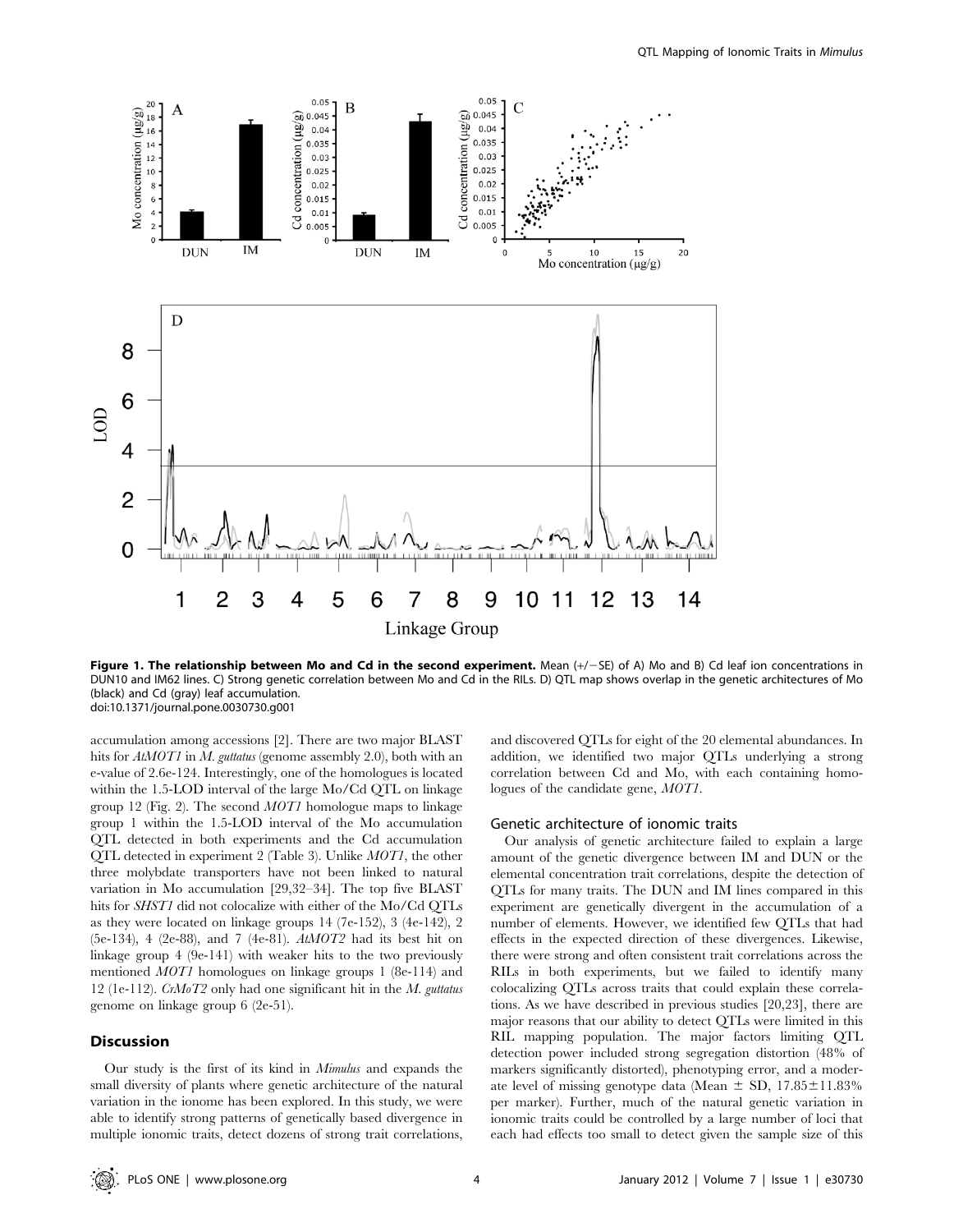**Figure 1. The relationship between Mo and Cd in the second experiment.** Mean (+/−SE) of A) Mo and B) Cd leaf ion concentrations in DUN10 and IM62 lines. C) Strong genetic correlation between Mo and Cd in the RILs. D) QTL map shows overlap in the genetic architectures of Mo (black) and Cd (gray) leaf accumulation.
doi:10.1371/journal.pone.0030730.g001

accumulation among accessions [2]. There are two major BLAST hits for *AtMOT1* in *M. guttatus* (genome assembly 2.0), both with an e-value of 2.6e-124. Interestingly, one of the homologues is located within the 1.5-LOD interval of the large Mo/Cd QTL on linkage group 12 (Fig. 2). The second *MOT1* homologue maps to linkage group 1 within the 1.5-LOD interval of the Mo accumulation QTL detected in both experiments and the Cd accumulation QTL detected in experiment 2 (Table 3). Unlike *MOT1*, the other three molybdate transporters have not been linked to natural variation in Mo accumulation [29,32–34]. The top five BLAST hits for *SHST1* did not colocalize with either of the Mo/Cd QTLs as they were located on linkage groups 14 (7e-152), 3 (4e-142), 2 (5e-134), 4 (2e-88), and 7 (4e-81). *AtMOT2* had its best hit on linkage group 4 (9e-141) with weaker hits to the two previously mentioned *MOT1* homologues on linkage groups 1 (8e-114) and 12 (1e-112). *CrMoT2* only had one significant hit in the *M. guttatus* genome on linkage group 6 (2e-51).

## Discussion

Our study is the first of its kind in *Mimulus* and expands the small diversity of plants where genetic architecture of the natural variation in the ionome has been explored. In this study, we were able to identify strong patterns of genetically based divergence in multiple ionomic traits, detect dozens of strong trait correlations, and discovered QTLs for eight of the 20 elemental abundances. In addition, we identified two major QTLs underlying a strong correlation between Cd and Mo, with each containing homologues of the candidate gene, *MOT1*.

### Genetic architecture of ionomic traits

Our analysis of genetic architecture failed to explain a large amount of the genetic divergence between IM and DUN or the elemental concentration trait correlations, despite the detection of QTLs for many traits. The DUN and IM lines compared in this experiment are genetically divergent in the accumulation of a number of elements. However, we identified few QTLs that had effects in the expected direction of these divergences. Likewise, there were strong and often consistent trait correlations across the RILs in both experiments, but we failed to identify many colocalizing QTLs across traits that could explain these correlations. As we have described in previous studies [20,23], there are major reasons that our ability to detect QTLs were limited in this RIL mapping population. The major factors limiting QTL detection power included strong segregation distortion (48% of markers significantly distorted), phenotyping error, and a moderate level of missing genotype data (Mean ± SD, 17.85±11.83% per marker). Further, much of the natural genetic variation in ionomic traits could be controlled by a large number of loci that each had effects too small to detect given the sample size of this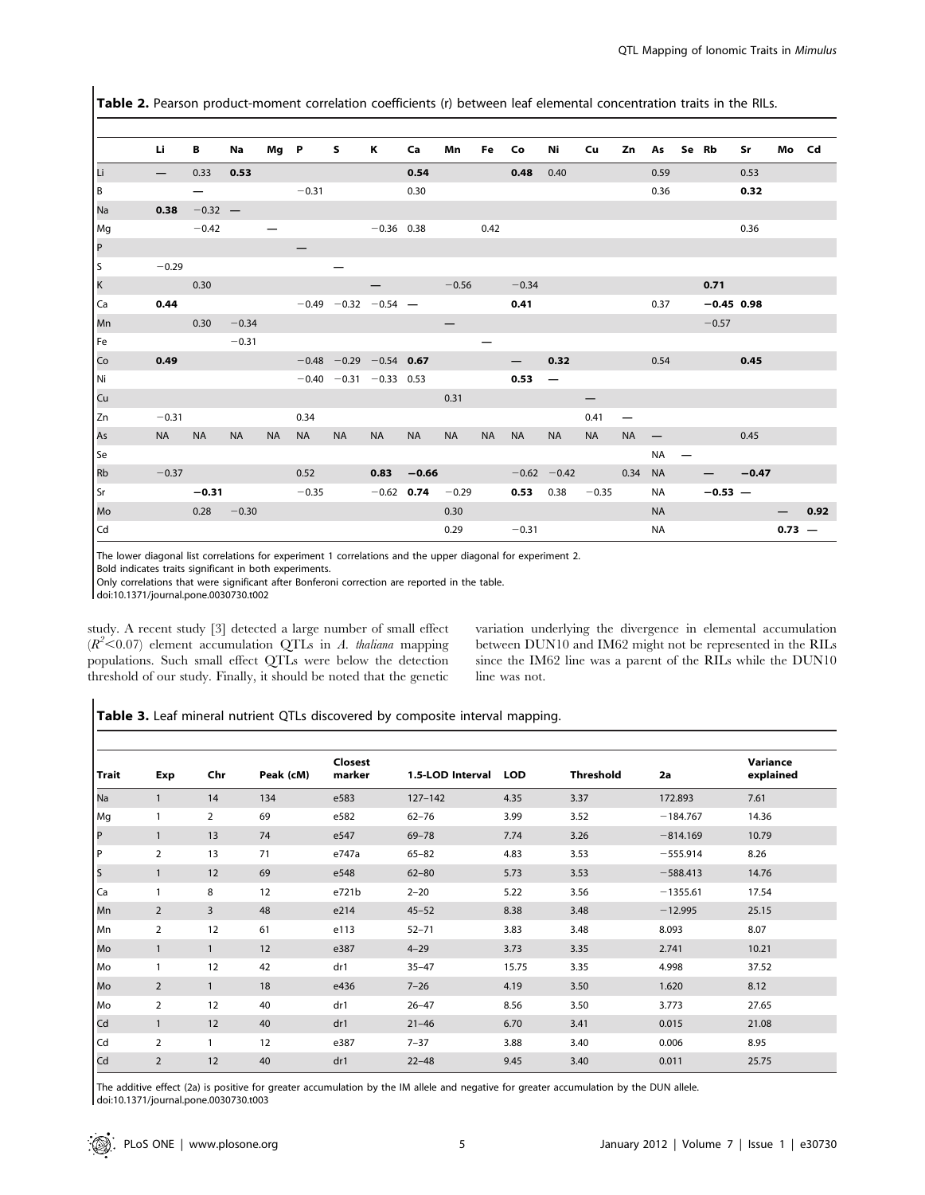**Table 2.** Pearson product-moment correlation coefficients (r) between leaf elemental concentration traits in the RILs.

| | Li | B | Na | Mg | P | S | K | Ca | Mn | Fe | Co | Ni | Cu | Zn | As | Se | Rb | Sr | Mo | Cd |
|---|---|---|---|---|---|---|---|---|---|---|---|---|---|---|---|---|---|---|---|---|
| Li | — | 0.33 | **0.53** | | | | | **0.54** | | | **0.48** | 0.40 | | | 0.59 | | | 0.53 | | |
| B | | — | | | −0.31 | | | 0.30 | | | | | | | 0.36 | | | **0.32** | | |
| Na | **0.38** | −0.32 | — | | | | | | | | | | | | | | | | | |
| Mg | | −0.42 | | — | | | −0.36 | 0.38 | | 0.42 | | | | | | | | 0.36 | | |
| P | | | | | — | | | | | | | | | | | | | | | |
| S | −0.29 | | | | | — | | | | | | | | | | | | | | |
| K | | 0.30 | | | | | — | | −0.56 | | −0.34 | | | | | | **0.71** | | | |
| Ca | **0.44** | | | | −0.49 | −0.32 | −0.54 | — | | | **0.41** | | | | 0.37 | | −0.45 | **0.98** | | |
| Mn | | 0.30 | −0.34 | | | | | | — | | | | | | | | −0.57 | | | |
| Fe | | | −0.31 | | | | | | | — | | | | | | | | | | |
| Co | **0.49** | | | | −0.48 | −0.29 | −0.54 | **0.67** | | | — | **0.32** | | | 0.54 | | | **0.45** | | |
| Ni | | | | | −0.40 | −0.31 | −0.33 | 0.53 | | | **0.53** | — | | | | | | | | |
| Cu | | | | | | | | | 0.31 | | | | — | | | | | | | |
| Zn | −0.31 | | | | 0.34 | | | | | | | | 0.41 | — | | | | | | |
| As | NA | NA | NA | NA | NA | NA | NA | NA | NA | NA | NA | NA | NA | NA | — | | | 0.45 | | |
| Se | | | | | | | | | | | | | | | NA | — | | | | |
| Rb | −0.37 | | | | 0.52 | | **0.83** | **−0.66** | | | −0.62 | −0.42 | | 0.34 | NA | | — | −0.47 | | |
| Sr | | **−0.31** | | | −0.35 | | −0.62 | **0.74** | −0.29 | | **0.53** | 0.38 | −0.35 | | NA | | **−0.53** | — | | |
| Mo | | 0.28 | −0.30 | | | | | | 0.30 | | | | | | NA | | | | — | **0.92** |
| Cd | | | | | | | | | 0.29 | | −0.31 | | | | NA | | | | **0.73** | — |

The lower diagonal list correlations for experiment 1 correlations and the upper diagonal for experiment 2.
Bold indicates traits significant in both experiments.
Only correlations that were significant after Bonferoni correction are reported in the table.
doi:10.1371/journal.pone.0030730.t002

study. A recent study [3] detected a large number of small effect ($R^2$<0.07) element accumulation QTLs in *A. thaliana* mapping populations. Such small effect QTLs were below the detection threshold of our study. Finally, it should be noted that the genetic variation underlying the divergence in elemental accumulation between DUN10 and IM62 might not be represented in the RILs since the IM62 line was a parent of the RILs while the DUN10 line was not.

**Table 3.** Leaf mineral nutrient QTLs discovered by composite interval mapping.

| Trait | Exp | Chr | Peak (cM) | Closest marker | 1.5-LOD Interval | LOD | Threshold | 2a | Variance explained |
|---|---|---|---|---|---|---|---|---|---|
| Na | 1 | 14 | 134 | e583 | 127–142 | 4.35 | 3.37 | 172.893 | 7.61 |
| Mg | 1 | 2 | 69 | e582 | 62–76 | 3.99 | 3.52 | −184.767 | 14.36 |
| P | 1 | 13 | 74 | e547 | 69–78 | 7.74 | 3.26 | −814.169 | 10.79 |
| P | 2 | 13 | 71 | e747a | 65–82 | 4.83 | 3.53 | −555.914 | 8.26 |
| S | 1 | 12 | 69 | e548 | 62–80 | 5.73 | 3.53 | −588.413 | 14.76 |
| Ca | 1 | 8 | 12 | e721b | 2–20 | 5.22 | 3.56 | −1355.61 | 17.54 |
| Mn | 2 | 3 | 48 | e214 | 45–52 | 8.38 | 3.48 | −12.995 | 25.15 |
| Mn | 2 | 12 | 61 | e113 | 52–71 | 3.83 | 3.48 | 8.093 | 8.07 |
| Mo | 1 | 1 | 12 | e387 | 4–29 | 3.73 | 3.35 | 2.741 | 10.21 |
| Mo | 1 | 12 | 42 | dr1 | 35–47 | 15.75 | 3.35 | 4.998 | 37.52 |
| Mo | 2 | 1 | 18 | e436 | 7–26 | 4.19 | 3.50 | 1.620 | 8.12 |
| Mo | 2 | 12 | 40 | dr1 | 26–47 | 8.56 | 3.50 | 3.773 | 27.65 |
| Cd | 1 | 12 | 40 | dr1 | 21–46 | 6.70 | 3.41 | 0.015 | 21.08 |
| Cd | 2 | 1 | 12 | e387 | 7–37 | 3.88 | 3.40 | 0.006 | 8.95 |
| Cd | 2 | 12 | 40 | dr1 | 22–48 | 9.45 | 3.40 | 0.011 | 25.75 |

The additive effect (2a) is positive for greater accumulation by the IM allele and negative for greater accumulation by the DUN allele.
doi:10.1371/journal.pone.0030730.t003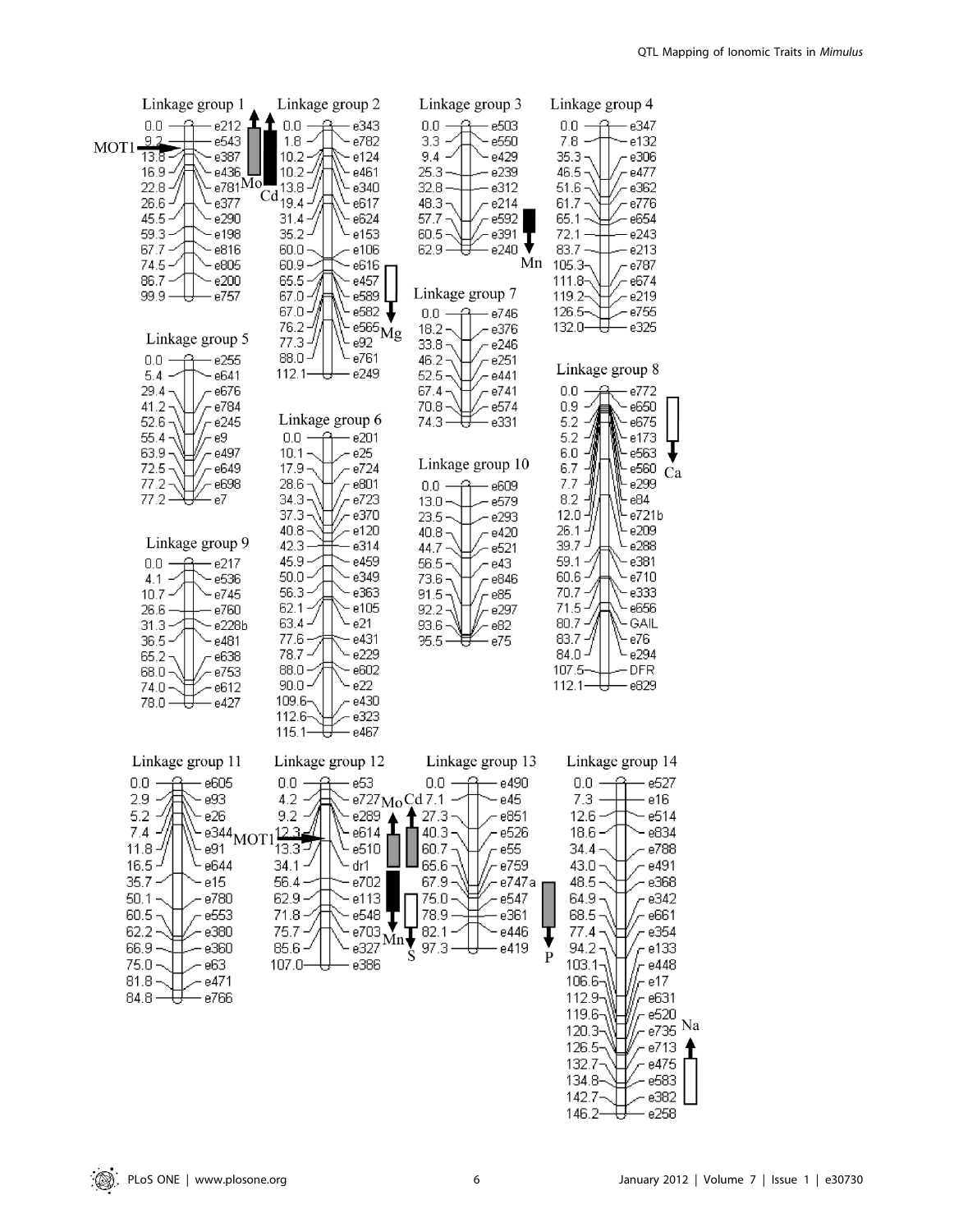**Linkage group 1** (MOT1; QTL: Mo, Cd)

| cM | Marker |
|---|---|
| 0.0 | e212 |
| 9.2 | e543 |
| 13.8 | e387 |
| 16.9 | e436 |
| 22.8 | e781 |
| 26.6 | e377 |
| 45.5 | e290 |
| 59.3 | e198 |
| 67.7 | e816 |
| 74.5 | e805 |
| 86.7 | e200 |
| 99.9 | e757 |

**Linkage group 2** (QTL: Mg)

| cM | Marker |
|---|---|
| 0.0 | e343 |
| 1.8 | e782 |
| 10.2 | e124 |
| 10.2 | e461 |
| 13.8 | e340 |
| 19.4 | e617 |
| 31.4 | e624 |
| 35.2 | e153 |
| 60.0 | e106 |
| 60.9 | e616 |
| 65.5 | e457 |
| 67.0 | e589 |
| 67.0 | e582 |
| 76.2 | e565 |
| 77.3 | e92 |
| 88.0 | e761 |
| 112.1 | e249 |

**Linkage group 3** (QTL: Mn)

| cM | Marker |
|---|---|
| 0.0 | e503 |
| 3.3 | e550 |
| 9.4 | e429 |
| 25.3 | e239 |
| 32.8 | e312 |
| 48.3 | e214 |
| 57.7 | e592 |
| 60.5 | e391 |
| 62.9 | e240 |

**Linkage group 4**

| cM | Marker |
|---|---|
| 0.0 | e347 |
| 7.8 | e132 |
| 35.3 | e306 |
| 46.5 | e477 |
| 51.6 | e362 |
| 61.7 | e776 |
| 65.1 | e654 |
| 72.1 | e243 |
| 83.7 | e213 |
| 105.3 | e787 |
| 111.8 | e674 |
| 119.2 | e219 |
| 126.5 | e755 |
| 132.0 | e325 |

**Linkage group 5**

| cM | Marker |
|---|---|
| 0.0 | e255 |
| 5.4 | e641 |
| 29.4 | e676 |
| 41.2 | e784 |
| 52.6 | e245 |
| 55.4 | e9 |
| 63.9 | e497 |
| 72.5 | e649 |
| 77.2 | e698 |
| 77.2 | e7 |

**Linkage group 6**

| cM | Marker |
|---|---|
| 0.0 | e201 |
| 10.1 | e25 |
| 17.9 | e724 |
| 28.6 | e801 |
| 34.3 | e723 |
| 37.3 | e370 |
| 40.8 | e120 |
| 42.3 | e314 |
| 45.9 | e459 |
| 50.0 | e349 |
| 56.3 | e363 |
| 62.1 | e105 |
| 63.4 | e21 |
| 77.6 | e431 |
| 78.7 | e229 |
| 88.0 | e602 |
| 90.0 | e22 |
| 109.6 | e430 |
| 112.6 | e323 |
| 115.1 | e467 |

**Linkage group 7**

| cM | Marker |
|---|---|
| 0.0 | e746 |
| 18.2 | e376 |
| 33.8 | e246 |
| 46.2 | e251 |
| 52.5 | e441 |
| 67.4 | e741 |
| 70.8 | e574 |
| 74.3 | e331 |

**Linkage group 8** (QTL: Ca)

| cM | Marker |
|---|---|
| 0.0 | e772 |
| 0.9 | e650 |
| 5.2 | e675 |
| 5.2 | e173 |
| 6.0 | e563 |
| 6.7 | e560 |
| 7.7 | e299 |
| 8.2 | e84 |
| 12.0 | e721b |
| 26.1 | e209 |
| 39.7 | e288 |
| 59.1 | e381 |
| 60.6 | e710 |
| 70.7 | e333 |
| 71.5 | e656 |
| 80.7 | GAIL |
| 83.7 | e76 |
| 84.0 | e294 |
| 107.5 | DFR |
| 112.1 | e829 |

**Linkage group 9**

| cM | Marker |
|---|---|
| 0.0 | e217 |
| 4.1 | e536 |
| 10.7 | e745 |
| 26.6 | e760 |
| 31.3 | e228b |
| 36.5 | e481 |
| 65.2 | e638 |
| 68.0 | e753 |
| 74.0 | e612 |
| 78.0 | e427 |

**Linkage group 10**

| cM | Marker |
|---|---|
| 0.0 | e609 |
| 13.0 | e579 |
| 23.5 | e293 |
| 40.8 | e420 |
| 44.7 | e521 |
| 56.5 | e43 |
| 73.6 | e846 |
| 91.5 | e85 |
| 92.2 | e297 |
| 93.6 | e82 |
| 95.5 | e75 |

**Linkage group 11**

| cM | Marker |
|---|---|
| 0.0 | e605 |
| 2.9 | e93 |
| 5.2 | e26 |
| 7.4 | e344 |
| 11.8 | e91 |
| 16.5 | e644 |
| 35.7 | e15 |
| 50.1 | e780 |
| 60.5 | e553 |
| 62.2 | e380 |
| 66.9 | e360 |
| 75.0 | e63 |
| 81.8 | e471 |
| 84.8 | e766 |

**Linkage group 12** (MOT1; QTL: Mo, Mn, S)

| cM | Marker |
|---|---|
| 0.0 | e53 |
| 4.2 | e727 |
| 9.2 | e289 |
| 12.3 | e614 |
| 13.3 | e510 |
| 34.1 | dr1 |
| 56.4 | e702 |
| 62.9 | e113 |
| 71.8 | e548 |
| 75.7 | e703 |
| 85.6 | e327 |
| 107.0 | e386 |

**Linkage group 13** (QTL: Cd, P)

| cM | Marker |
|---|---|
| 0.0 | e490 |
| 7.1 | e45 |
| 27.3 | e851 |
| 40.3 | e526 |
| 60.7 | e55 |
| 65.6 | e759 |
| 67.9 | e747a |
| 75.0 | e547 |
| 78.9 | e361 |
| 82.1 | e446 |
| 97.3 | e419 |

**Linkage group 14** (QTL: Na)

| cM | Marker |
|---|---|
| 0.0 | e527 |
| 7.3 | e16 |
| 12.6 | e514 |
| 18.6 | e834 |
| 34.4 | e788 |
| 43.0 | e491 |
| 48.5 | e368 |
| 64.9 | e342 |
| 68.5 | e661 |
| 77.4 | e354 |
| 94.2 | e133 |
| 103.1 | e448 |
| 106.6 | e17 |
| 112.9 | e631 |
| 119.6 | e520 |
| 120.3 | e735 |
| 126.5 | e713 |
| 132.7 | e475 |
| 134.8 | e583 |
| 142.7 | e382 |
| 146.2 | e258 |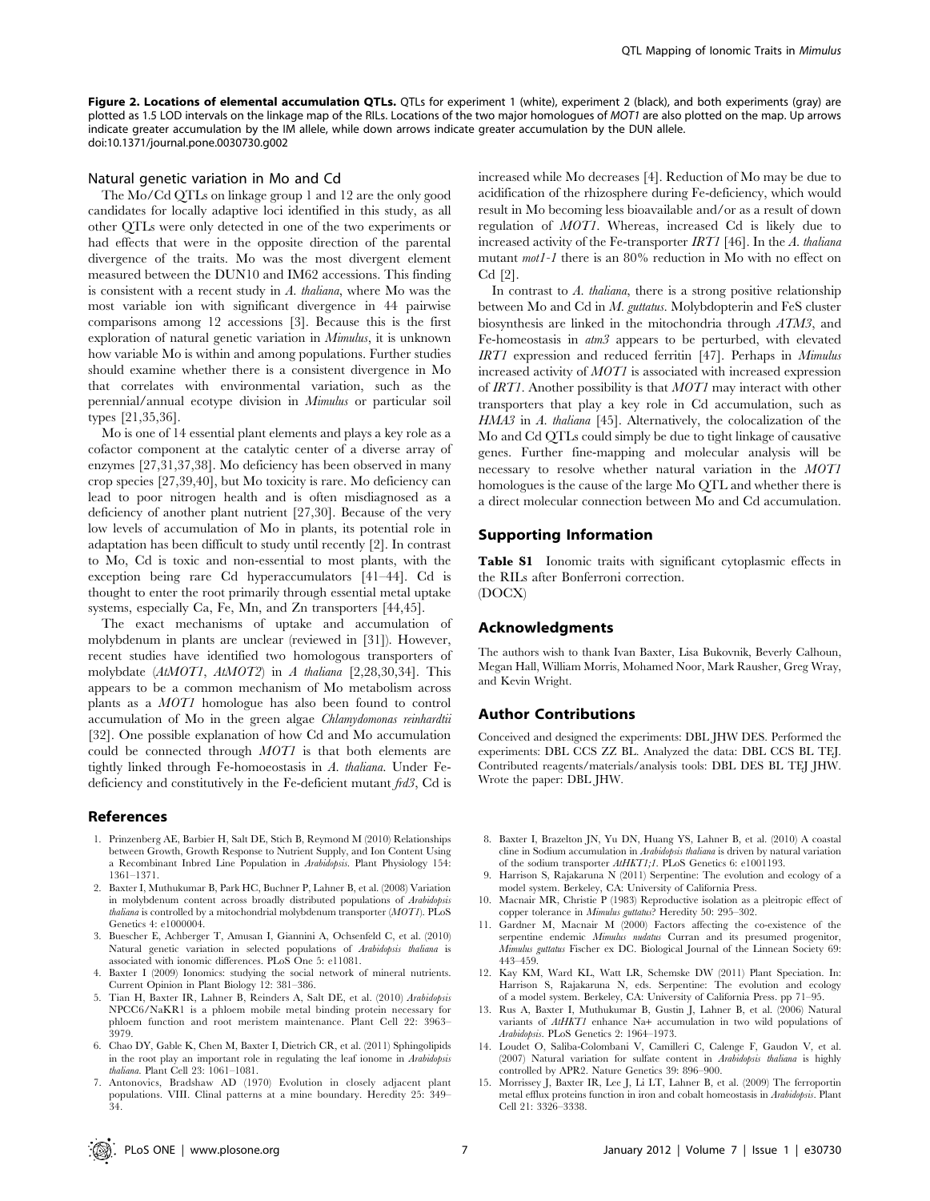**Figure 2. Locations of elemental accumulation QTLs.** QTLs for experiment 1 (white), experiment 2 (black), and both experiments (gray) are plotted as 1.5 LOD intervals on the linkage map of the RILs. Locations of the two major homologues of *MOT1* are also plotted on the map. Up arrows indicate greater accumulation by the IM allele, while down arrows indicate greater accumulation by the DUN allele.
doi:10.1371/journal.pone.0030730.g002

### Natural genetic variation in Mo and Cd

The Mo/Cd QTLs on linkage group 1 and 12 are the only good candidates for locally adaptive loci identified in this study, as all other QTLs were only detected in one of the two experiments or had effects that were in the opposite direction of the parental divergence of the traits. Mo was the most divergent element measured between the DUN10 and IM62 accessions. This finding is consistent with a recent study in *A. thaliana*, where Mo was the most variable ion with significant divergence in 44 pairwise comparisons among 12 accessions [3]. Because this is the first exploration of natural genetic variation in *Mimulus*, it is unknown how variable Mo is within and among populations. Further studies should examine whether there is a consistent divergence in Mo that correlates with environmental variation, such as the perennial/annual ecotype division in *Mimulus* or particular soil types [21,35,36].

Mo is one of 14 essential plant elements and plays a key role as a cofactor component at the catalytic center of a diverse array of enzymes [27,31,37,38]. Mo deficiency has been observed in many crop species [27,39,40], but Mo toxicity is rare. Mo deficiency can lead to poor nitrogen health and is often misdiagnosed as a deficiency of another plant nutrient [27,30]. Because of the very low levels of accumulation of Mo in plants, its potential role in adaptation has been difficult to study until recently [2]. In contrast to Mo, Cd is toxic and non-essential to most plants, with the exception being rare Cd hyperaccumulators [41–44]. Cd is thought to enter the root primarily through essential metal uptake systems, especially Ca, Fe, Mn, and Zn transporters [44,45].

The exact mechanisms of uptake and accumulation of molybdenum in plants are unclear (reviewed in [31]). However, recent studies have identified two homologous transporters of molybdate (*AtMOT1*, *AtMOT2*) in *A thaliana* [2,28,30,34]. This appears to be a common mechanism of Mo metabolism across plants as a *MOT1* homologue has also been found to control accumulation of Mo in the green algae *Chlamydomonas reinhardtii* [32]. One possible explanation of how Cd and Mo accumulation could be connected through *MOT1* is that both elements are tightly linked through Fe-homoeostasis in *A. thaliana*. Under Fe-deficiency and constitutively in the Fe-deficient mutant *frd3*, Cd is increased while Mo decreases [4]. Reduction of Mo may be due to acidification of the rhizosphere during Fe-deficiency, which would result in Mo becoming less bioavailable and/or as a result of down regulation of *MOT1*. Whereas, increased Cd is likely due to increased activity of the Fe-transporter *IRT1* [46]. In the *A. thaliana* mutant *mot1-1* there is an 80% reduction in Mo with no effect on Cd [2].

In contrast to *A. thaliana*, there is a strong positive relationship between Mo and Cd in *M. guttatus*. Molybdopterin and FeS cluster biosynthesis are linked in the mitochondria through *ATM3*, and Fe-homeostasis in *atm3* appears to be perturbed, with elevated *IRT1* expression and reduced ferritin [47]. Perhaps in *Mimulus* increased activity of *MOT1* is associated with increased expression of *IRT1*. Another possibility is that *MOT1* may interact with other transporters that play a key role in Cd accumulation, such as *HMA3* in *A. thaliana* [45]. Alternatively, the colocalization of the Mo and Cd QTLs could simply be due to tight linkage of causative genes. Further fine-mapping and molecular analysis will be necessary to resolve whether natural variation in the *MOT1* homologues is the cause of the large Mo QTL and whether there is a direct molecular connection between Mo and Cd accumulation.

## Supporting Information

**Table S1** Ionomic traits with significant cytoplasmic effects in the RILs after Bonferroni correction.
(DOCX)

## Acknowledgments

The authors wish to thank Ivan Baxter, Lisa Bukovnik, Beverly Calhoun, Megan Hall, William Morris, Mohamed Noor, Mark Rausher, Greg Wray, and Kevin Wright.

## Author Contributions

Conceived and designed the experiments: DBL JHW DES. Performed the experiments: DBL CCS ZZ BL. Analyzed the data: DBL CCS BL TEJ. Contributed reagents/materials/analysis tools: DBL DES BL TEJ JHW. Wrote the paper: DBL JHW.

## References

1. Prinzenberg AE, Barbier H, Salt DE, Stich B, Reymond M (2010) Relationships between Growth, Growth Response to Nutrient Supply, and Ion Content Using a Recombinant Inbred Line Population in *Arabidopsis*. Plant Physiology 154: 1361–1371.
2. Baxter I, Muthukumar B, Park HC, Buchner P, Lahner B, et al. (2008) Variation in molybdenum content across broadly distributed populations of *Arabidopsis thaliana* is controlled by a mitochondrial molybdenum transporter (*MOT1*). PLoS Genetics 4: e1000004.
3. Buescher E, Achberger T, Amusan I, Giannini A, Ochsenfeld C, et al. (2010) Natural genetic variation in selected populations of *Arabidopsis thaliana* is associated with ionomic differences. PLoS One 5: e11081.
4. Baxter I (2009) Ionomics: studying the social network of mineral nutrients. Current Opinion in Plant Biology 12: 381–386.
5. Tian H, Baxter IR, Lahner B, Reinders A, Salt DE, et al. (2010) *Arabidopsis* NPCC6/NaKR1 is a phloem mobile metal binding protein necessary for phloem function and root meristem maintenance. Plant Cell 22: 3963–3979.
6. Chao DY, Gable K, Chen M, Baxter I, Dietrich CR, et al. (2011) Sphingolipids in the root play an important role in regulating the leaf ionome in *Arabidopsis thaliana*. Plant Cell 23: 1061–1081.
7. Antonovics, Bradshaw AD (1970) Evolution in closely adjacent plant populations. VIII. Clinal patterns at a mine boundary. Heredity 25: 349–34.
8. Baxter I, Brazelton JN, Yu DN, Huang YS, Lahner B, et al. (2010) A coastal cline in Sodium accumulation in *Arabidopsis thaliana* is driven by natural variation of the sodium transporter *AtHKT1;1*. PLoS Genetics 6: e1001193.
9. Harrison S, Rajakaruna N (2011) Serpentine: The evolution and ecology of a model system. Berkeley, CA: University of California Press.
10. Macnair MR, Christie P (1983) Reproductive isolation as a pleitropic effect of copper tolerance in *Mimulus guttatus*? Heredity 50: 295–302.
11. Gardner M, Macnair M (2000) Factors affecting the co-existence of the serpentine endemic *Mimulus nudatus* Curran and its presumed progenitor, *Mimulus guttatus* Fischer ex DC. Biological Journal of the Linnean Society 69: 443–459.
12. Kay KM, Ward KL, Watt LR, Schemske DW (2011) Plant Speciation. In: Harrison S, Rajakaruna N, eds. Serpentine: The evolution and ecology of a model system. Berkeley, CA: University of California Press. pp 71–95.
13. Rus A, Baxter I, Muthukumar B, Gustin J, Lahner B, et al. (2006) Natural variants of *AtHKT1* enhance Na+ accumulation in two wild populations of *Arabidopsis*. PLoS Genetics 2: 1964–1973.
14. Loudet O, Saliba-Colombani V, Camilleri C, Calenge F, Gaudon V, et al. (2007) Natural variation for sulfate content in *Arabidopsis thaliana* is highly controlled by APR2. Nature Genetics 39: 896–900.
15. Morrissey J, Baxter IR, Lee J, Li LT, Lahner B, et al. (2009) The ferroportin metal efflux proteins function in iron and cobalt homeostasis in *Arabidopsis*. Plant Cell 21: 3326–3338.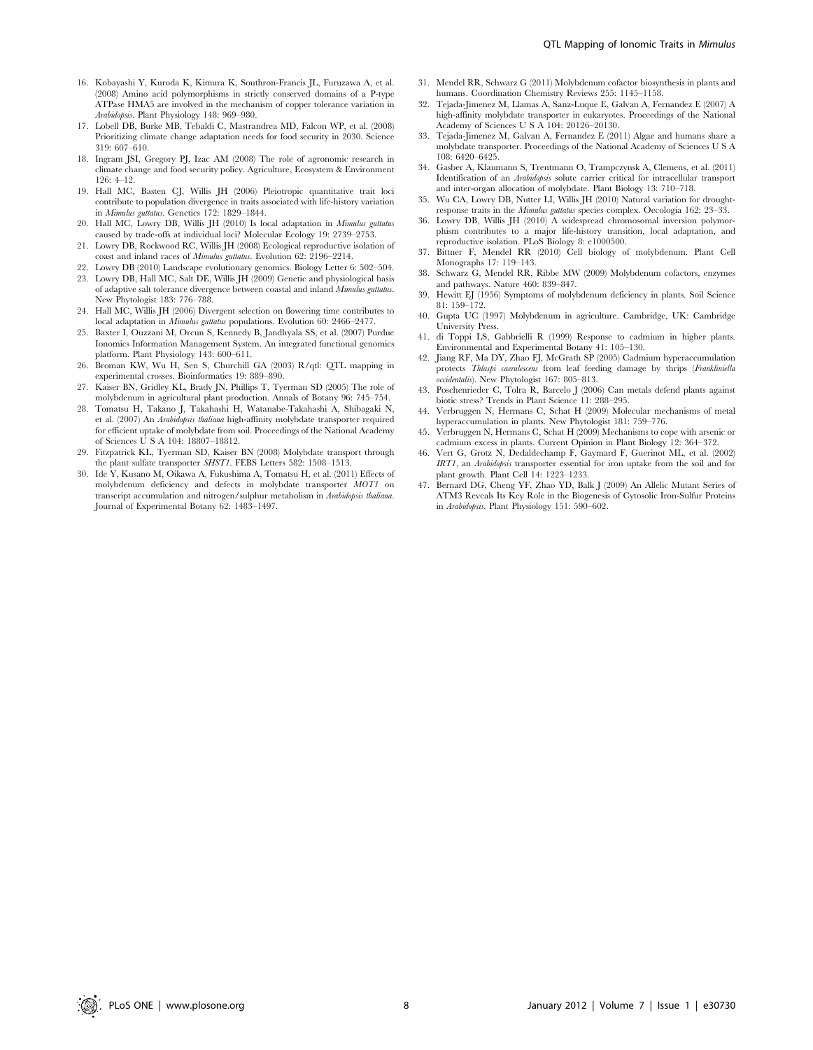16. Kobayashi Y, Kuroda K, Kimura K, Southron-Francis JL, Furuzawa A, et al. (2008) Amino acid polymorphisms in strictly conserved domains of a P-type ATPase HMA5 are involved in the mechanism of copper tolerance variation in *Arabidopsis*. Plant Physiology 148: 969–980.
17. Lobell DB, Burke MB, Tebaldi C, Mastrandrea MD, Falcon WP, et al. (2008) Prioritizing climate change adaptation needs for food security in 2030. Science 319: 607–610.
18. Ingram JSI, Gregory PJ, Izac AM (2008) The role of agronomic research in climate change and food security policy. Agriculture, Ecosystem & Environment 126: 4–12.
19. Hall MC, Basten CJ, Willis JH (2006) Pleiotropic quantitative trait loci contribute to population divergence in traits associated with life-history variation in *Mimulus guttatus*. Genetics 172: 1829–1844.
20. Hall MC, Lowry DB, Willis JH (2010) Is local adaptation in *Mimulus guttatus* caused by trade-offs at individual loci? Molecular Ecology 19: 2739–2753.
21. Lowry DB, Rockwood RC, Willis JH (2008) Ecological reproductive isolation of coast and inland races of *Mimulus guttatus*. Evolution 62: 2196–2214.
22. Lowry DB (2010) Landscape evolutionary genomics. Biology Letter 6: 502–504.
23. Lowry DB, Hall MC, Salt DE, Willis JH (2009) Genetic and physiological basis of adaptive salt tolerance divergence between coastal and inland *Mimulus guttatus*. New Phytologist 183: 776–788.
24. Hall MC, Willis JH (2006) Divergent selection on flowering time contributes to local adaptation in *Mimulus guttatus* populations. Evolution 60: 2466–2477.
25. Baxter I, Ouzzani M, Orcun S, Kennedy B, Jandhyala SS, et al. (2007) Purdue Ionomics Information Management System. An integrated functional genomics platform. Plant Physiology 143: 600–611.
26. Broman KW, Wu H, Sen S, Churchill GA (2003) R/qtl: QTL mapping in experimental crosses. Bioinformatics 19: 889–890.
27. Kaiser BN, Gridley KL, Brady JN, Phillips T, Tyerman SD (2005) The role of molybdenum in agricultural plant production. Annals of Botany 96: 745–754.
28. Tomatsu H, Takano J, Takahashi H, Watanabe-Takahashi A, Shibagaki N, et al. (2007) An *Arabidopsis thaliana* high-affinity molybdate transporter required for efficient uptake of molybdate from soil. Proceedings of the National Academy of Sciences U S A 104: 18807–18812.
29. Fitzpatrick KL, Tyerman SD, Kaiser BN (2008) Molybdate transport through the plant sulfate transporter *SHST1*. FEBS Letters 582: 1508–1513.
30. Ide Y, Kusano M, Oikawa A, Fukushima A, Tomatsu H, et al. (2011) Effects of molybdenum deficiency and defects in molybdate transporter *MOT1* on transcript accumulation and nitrogen/sulphur metabolism in *Arabidopsis thaliana*. Journal of Experimental Botany 62: 1483–1497.
31. Mendel RR, Schwarz G (2011) Molybdenum cofactor biosynthesis in plants and humans. Coordination Chemistry Reviews 255: 1145–1158.
32. Tejada-Jimenez M, Llamas A, Sanz-Luque E, Galvan A, Fernandez E (2007) A high-affinity molybdate transporter in eukaryotes. Proceedings of the National Academy of Sciences U S A 104: 20126–20130.
33. Tejada-Jimenez M, Galvan A, Fernandez E (2011) Algae and humans share a molybdate transporter. Proceedings of the National Academy of Sciences U S A 108: 6420–6425.
34. Gasber A, Klaumann S, Trentmann O, Trampczynsk A, Clemens, et al. (2011) Identification of an *Arabidopsis* solute carrier critical for intracellular transport and inter-organ allocation of molybdate. Plant Biology 13: 710–718.
35. Wu CA, Lowry DB, Nutter LI, Willis JH (2010) Natural variation for drought-response traits in the *Mimulus guttatus* species complex. Oecologia 162: 23–33.
36. Lowry DB, Willis JH (2010) A widespread chromosomal inversion polymorphism contributes to a major life-history transition, local adaptation, and reproductive isolation. PLoS Biology 8: e1000500.
37. Bittner F, Mendel RR (2010) Cell biology of molybdenum. Plant Cell Monographs 17: 119–143.
38. Schwarz G, Mendel RR, Ribbe MW (2009) Molybdenum cofactors, enzymes and pathways. Nature 460: 839–847.
39. Hewitt EJ (1956) Symptoms of molybdenum deficiency in plants. Soil Science 81: 159–172.
40. Gupta UC (1997) Molybdenum in agriculture. Cambridge, UK: Cambridge University Press.
41. di Toppi LS, Gabbrielli R (1999) Response to cadmium in higher plants. Environmental and Experimental Botany 41: 105–130.
42. Jiang RF, Ma DY, Zhao FJ, McGrath SP (2005) Cadmium hyperaccumulation protects *Thlaspi caerulescens* from leaf feeding damage by thrips (*Frankliniella occidentalis*). New Phytologist 167: 805–813.
43. Poschenrieder C, Tolra R, Barcelo J (2006) Can metals defend plants against biotic stress? Trends in Plant Science 11: 288–295.
44. Verbruggen N, Hermans C, Schat H (2009) Molecular mechanisms of metal hyperaccumulation in plants. New Phytologist 181: 759–776.
45. Verbruggen N, Hermans C, Schat H (2009) Mechanisms to cope with arsenic or cadmium excess in plants. Current Opinion in Plant Biology 12: 364–372.
46. Vert G, Grotz N, Dedaldechamp F, Gaymard F, Guerinot ML, et al. (2002) *IRT1*, an *Arabidopsis* transporter essential for iron uptake from the soil and for plant growth. Plant Cell 14: 1223–1233.
47. Bernard DG, Cheng YF, Zhao YD, Balk J (2009) An Allelic Mutant Series of ATM3 Reveals Its Key Role in the Biogenesis of Cytosolic Iron-Sulfur Proteins in *Arabidopsis*. Plant Physiology 151: 590–602.